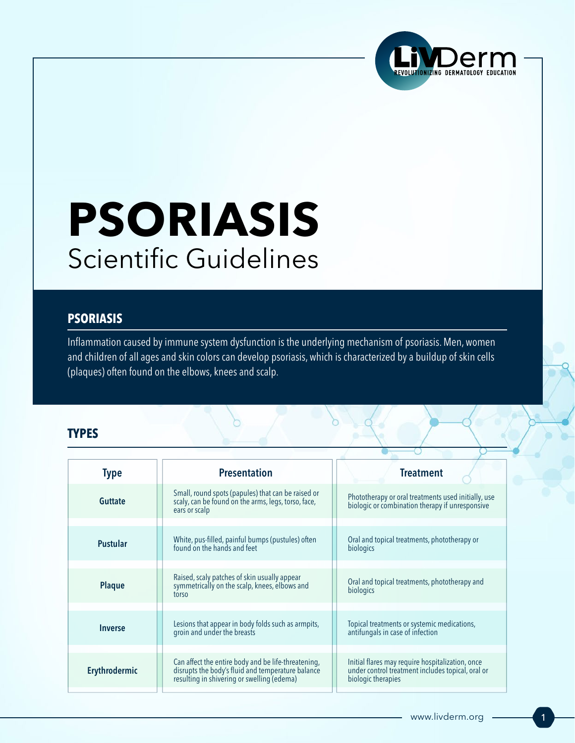# PSORIASIS

Scientific Guidelines

## PSORIASIS

Inflammation caused by immune system dysfunction is the underlying mechanism of psoriasis. Men, women and children of all ages and skin colors can develop psoriasis, which is characterized by a buildup of skin cells (plaques) often found on the elbows, knees and scalp.

## TYPES

| Type | Presentation | Treatment |
|---|---|---|
| Guttate | Small, round spots (papules) that can be raised or scaly, can be found on the arms, legs, torso, face, ears or scalp | Phototherapy or oral treatments used initially, use biologic or combination therapy if unresponsive |
| Pustular | White, pus-filled, painful bumps (pustules) often found on the hands and feet | Oral and topical treatments, phototherapy or biologics |
| Plaque | Raised, scaly patches of skin usually appear symmetrically on the scalp, knees, elbows and torso | Oral and topical treatments, phototherapy and biologics |
| Inverse | Lesions that appear in body folds such as armpits, groin and under the breasts | Topical treatments or systemic medications, antifungals in case of infection |
| Erythrodermic | Can affect the entire body and be life-threatening, disrupts the body's fluid and temperature balance resulting in shivering or swelling (edema) | Initial flares may require hospitalization, once under control treatment includes topical, oral or biologic therapies |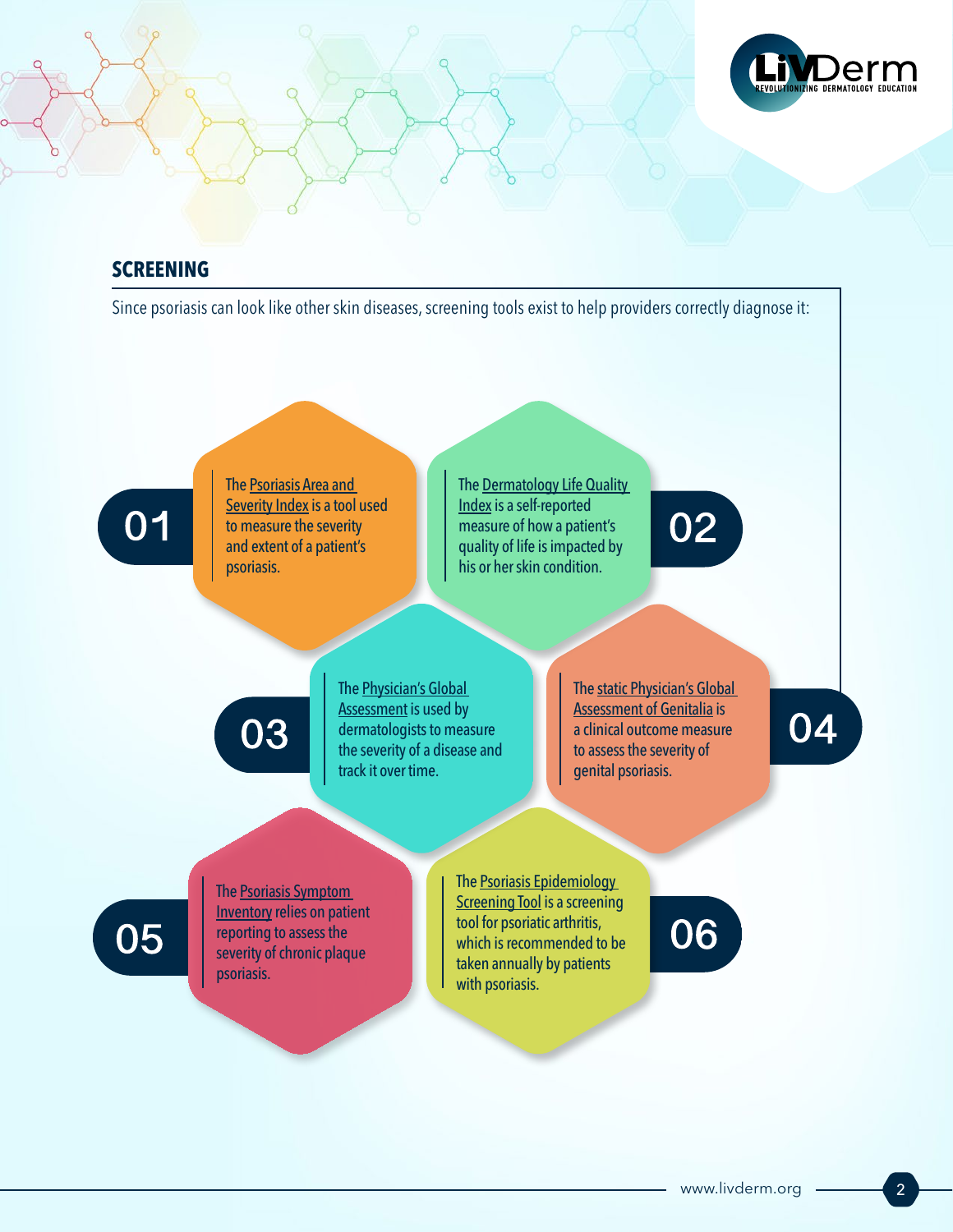## SCREENING

Since psoriasis can look like other skin diseases, screening tools exist to help providers correctly diagnose it:

**01** The Psoriasis Area and Severity Index is a tool used to measure the severity and extent of a patient's psoriasis.

**02** The Dermatology Life Quality Index is a self-reported measure of how a patient's quality of life is impacted by his or her skin condition.

**03** The Physician's Global Assessment is used by dermatologists to measure the severity of a disease and track it over time.

**04** The static Physician's Global Assessment of Genitalia is a clinical outcome measure to assess the severity of genital psoriasis.

**05** The Psoriasis Symptom Inventory relies on patient reporting to assess the severity of chronic plaque psoriasis.

**06** The Psoriasis Epidemiology Screening Tool is a screening tool for psoriatic arthritis, which is recommended to be taken annually by patients with psoriasis.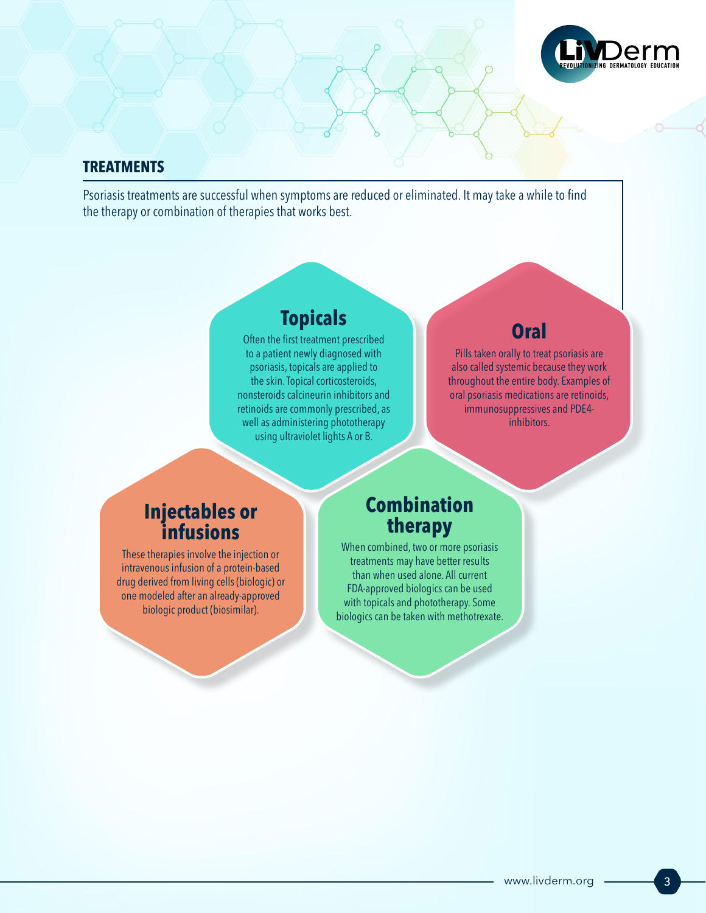## TREATMENTS

Psoriasis treatments are successful when symptoms are reduced or eliminated. It may take a while to find the therapy or combination of therapies that works best.

### Topicals

Often the first treatment prescribed to a patient newly diagnosed with psoriasis, topicals are applied to the skin. Topical corticosteroids, nonsteroids calcineurin inhibitors and retinoids are commonly prescribed, as well as administering phototherapy using ultraviolet lights A or B.

### Oral

Pills taken orally to treat psoriasis are also called systemic because they work throughout the entire body. Examples of oral psoriasis medications are retinoids, immunosuppressives and PDE4-inhibitors.

### Injectables or infusions

These therapies involve the injection or intravenous infusion of a protein-based drug derived from living cells (biologic) or one modeled after an already-approved biologic product (biosimilar).

### Combination therapy

When combined, two or more psoriasis treatments may have better results than when used alone. All current FDA-approved biologics can be used with topicals and phototherapy. Some biologics can be taken with methotrexate.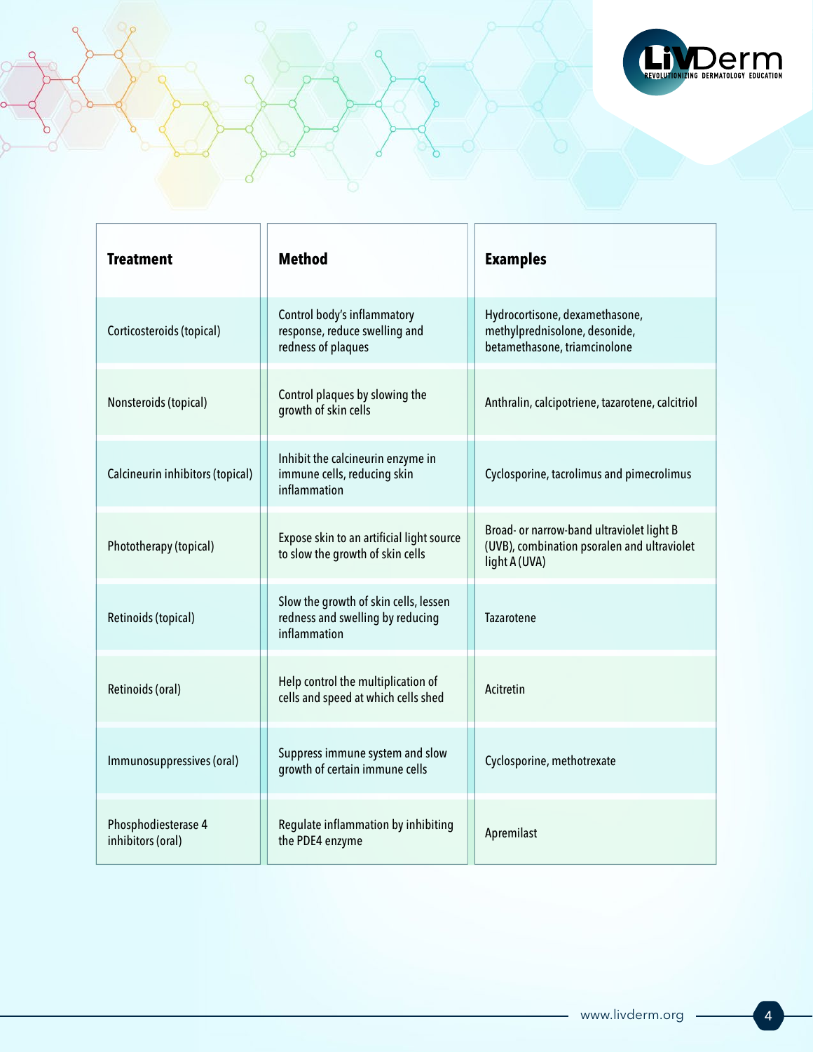| Treatment | Method | Examples |
|---|---|---|
| Corticosteroids (topical) | Control body's inflammatory response, reduce swelling and redness of plaques | Hydrocortisone, dexamethasone, methylprednisolone, desonide, betamethasone, triamcinolone |
| Nonsteroids (topical) | Control plaques by slowing the growth of skin cells | Anthralin, calcipotriene, tazarotene, calcitriol |
| Calcineurin inhibitors (topical) | Inhibit the calcineurin enzyme in immune cells, reducing skin inflammation | Cyclosporine, tacrolimus and pimecrolimus |
| Phototherapy (topical) | Expose skin to an artificial light source to slow the growth of skin cells | Broad- or narrow-band ultraviolet light B (UVB), combination psoralen and ultraviolet light A (UVA) |
| Retinoids (topical) | Slow the growth of skin cells, lessen redness and swelling by reducing inflammation | Tazarotene |
| Retinoids (oral) | Help control the multiplication of cells and speed at which cells shed | Acitretin |
| Immunosuppressives (oral) | Suppress immune system and slow growth of certain immune cells | Cyclosporine, methotrexate |
| Phosphodiesterase 4 inhibitors (oral) | Regulate inflammation by inhibiting the PDE4 enzyme | Apremilast |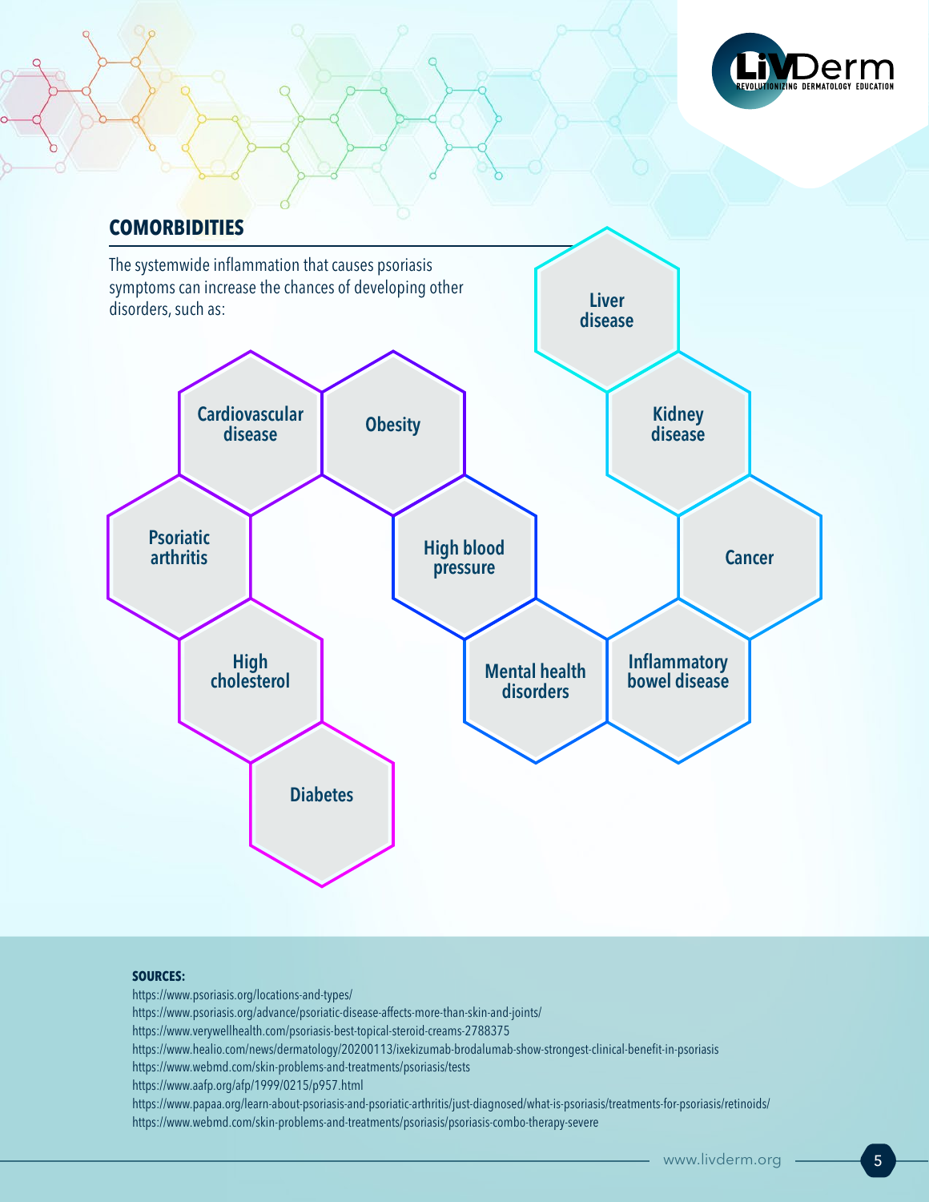## COMORBIDITIES

The systemwide inflammation that causes psoriasis symptoms can increase the chances of developing other disorders, such as:

- Cardiovascular disease
- Obesity
- Psoriatic arthritis
- High cholesterol
- Diabetes
- High blood pressure
- Mental health disorders
- Inflammatory bowel disease
- Cancer
- Kidney disease
- Liver disease

**SOURCES:**

https://www.psoriasis.org/locations-and-types/
https://www.psoriasis.org/advance/psoriatic-disease-affects-more-than-skin-and-joints/
https://www.verywellhealth.com/psoriasis-best-topical-steroid-creams-2788375
https://www.healio.com/news/dermatology/20200113/ixekizumab-brodalumab-show-strongest-clinical-benefit-in-psoriasis
https://www.webmd.com/skin-problems-and-treatments/psoriasis/tests
https://www.aafp.org/afp/1999/0215/p957.html
https://www.papaa.org/learn-about-psoriasis-and-psoriatic-arthritis/just-diagnosed/what-is-psoriasis/treatments-for-psoriasis/retinoids/
https://www.webmd.com/skin-problems-and-treatments/psoriasis/psoriasis-combo-therapy-severe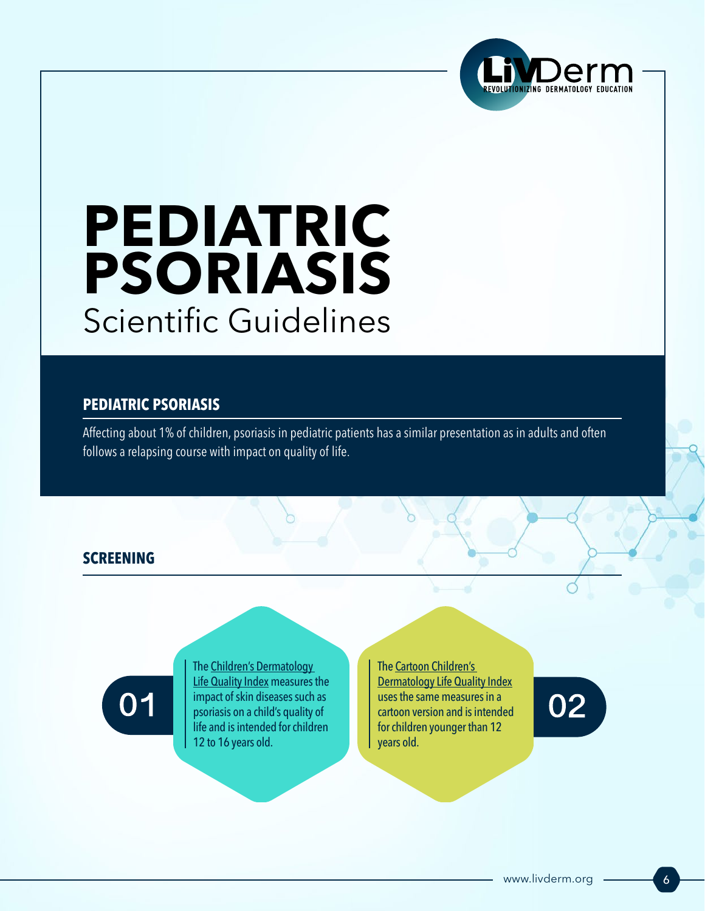# PEDIATRIC PSORIASIS
## Scientific Guidelines

### PEDIATRIC PSORIASIS

Affecting about 1% of children, psoriasis in pediatric patients has a similar presentation as in adults and often follows a relapsing course with impact on quality of life.

### SCREENING

**01**

The Children's Dermatology Life Quality Index measures the impact of skin diseases such as psoriasis on a child's quality of life and is intended for children 12 to 16 years old.

**02**

The Cartoon Children's Dermatology Life Quality Index uses the same measures in a cartoon version and is intended for children younger than 12 years old.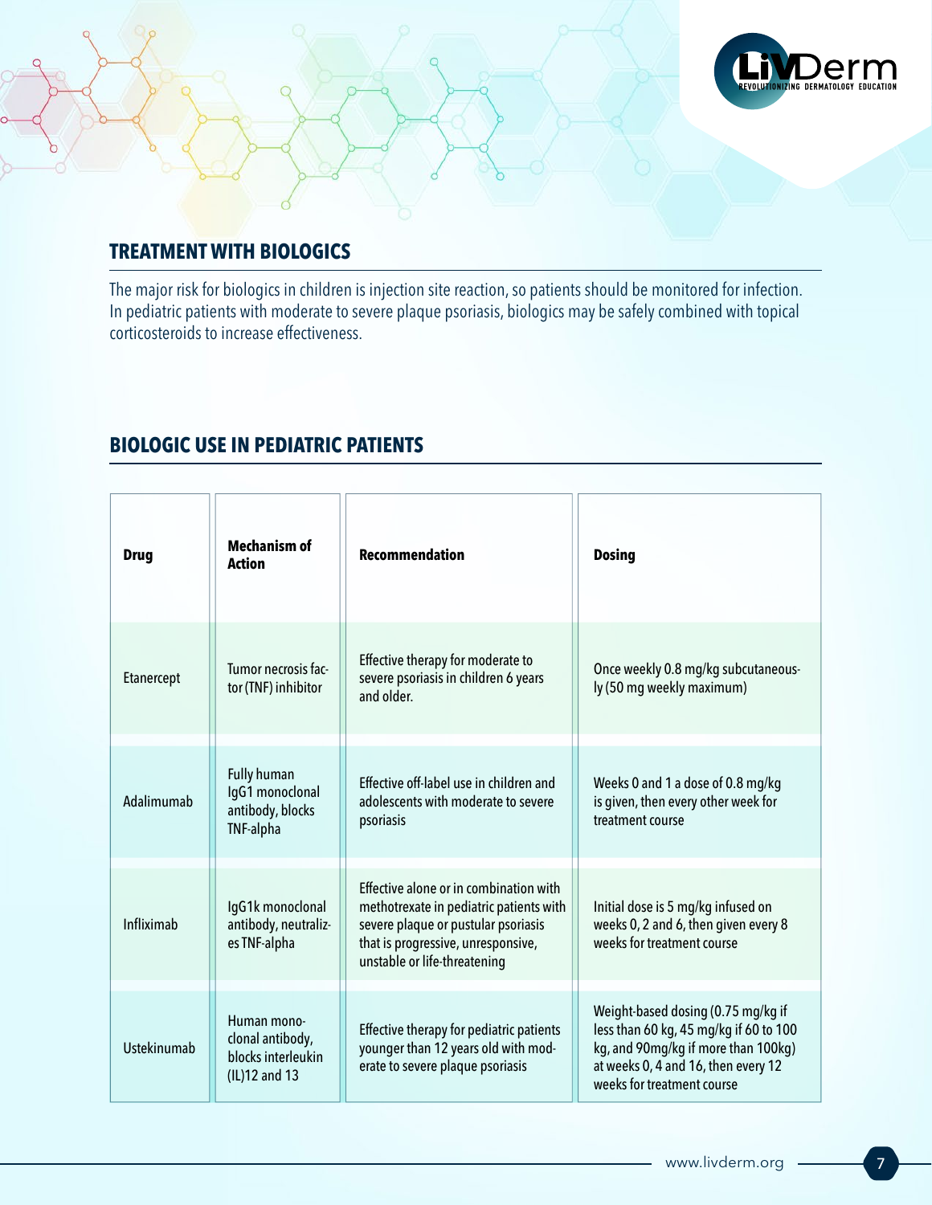## TREATMENT WITH BIOLOGICS

The major risk for biologics in children is injection site reaction, so patients should be monitored for infection. In pediatric patients with moderate to severe plaque psoriasis, biologics may be safely combined with topical corticosteroids to increase effectiveness.

## BIOLOGIC USE IN PEDIATRIC PATIENTS

| Drug | Mechanism of Action | Recommendation | Dosing |
|---|---|---|---|
| Etanercept | Tumor necrosis factor (TNF) inhibitor | Effective therapy for moderate to severe psoriasis in children 6 years and older. | Once weekly 0.8 mg/kg subcutaneously (50 mg weekly maximum) |
| Adalimumab | Fully human IgG1 monoclonal antibody, blocks TNF-alpha | Effective off-label use in children and adolescents with moderate to severe psoriasis | Weeks 0 and 1 a dose of 0.8 mg/kg is given, then every other week for treatment course |
| Infliximab | IgG1k monoclonal antibody, neutralizes TNF-alpha | Effective alone or in combination with methotrexate in pediatric patients with severe plaque or pustular psoriasis that is progressive, unresponsive, unstable or life-threatening | Initial dose is 5 mg/kg infused on weeks 0, 2 and 6, then given every 8 weeks for treatment course |
| Ustekinumab | Human monoclonal antibody, blocks interleukin (IL)12 and 13 | Effective therapy for pediatric patients younger than 12 years old with moderate to severe plaque psoriasis | Weight-based dosing (0.75 mg/kg if less than 60 kg, 45 mg/kg if 60 to 100 kg, and 90mg/kg if more than 100kg) at weeks 0, 4 and 16, then every 12 weeks for treatment course |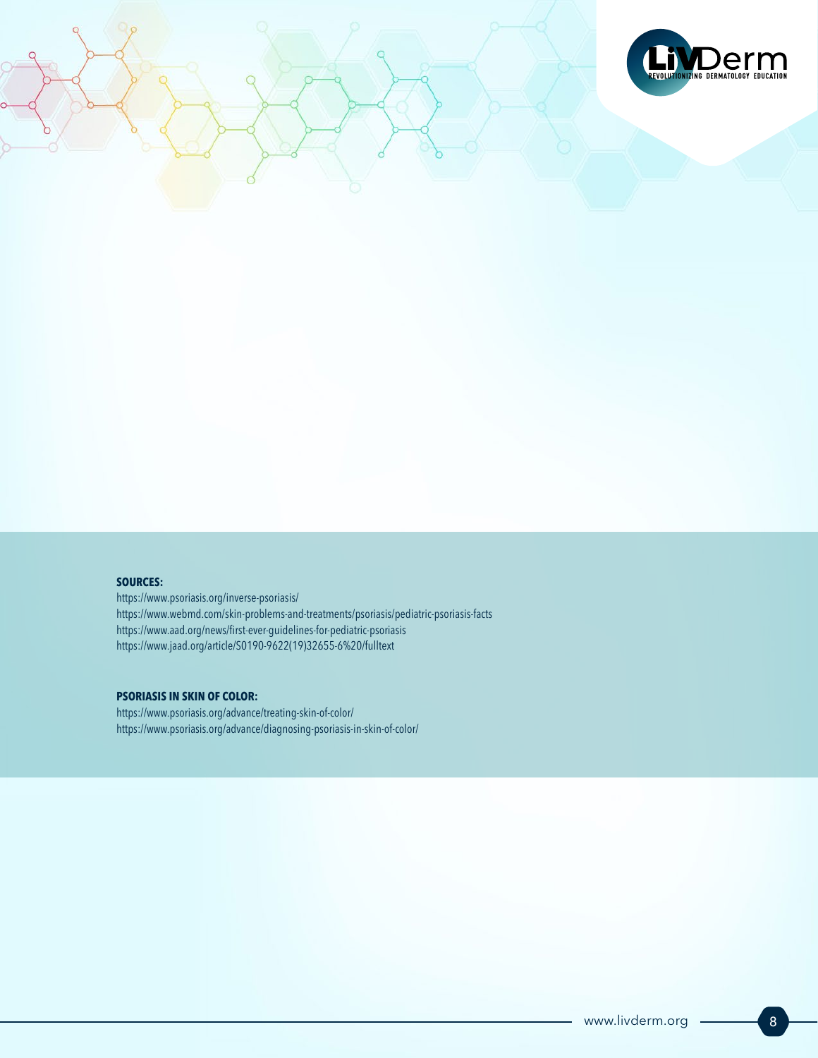**SOURCES:**

https://www.psoriasis.org/inverse-psoriasis/
https://www.webmd.com/skin-problems-and-treatments/psoriasis/pediatric-psoriasis-facts
https://www.aad.org/news/first-ever-guidelines-for-pediatric-psoriasis
https://www.jaad.org/article/S0190-9622(19)32655-6%20/fulltext

**PSORIASIS IN SKIN OF COLOR:**

https://www.psoriasis.org/advance/treating-skin-of-color/
https://www.psoriasis.org/advance/diagnosing-psoriasis-in-skin-of-color/